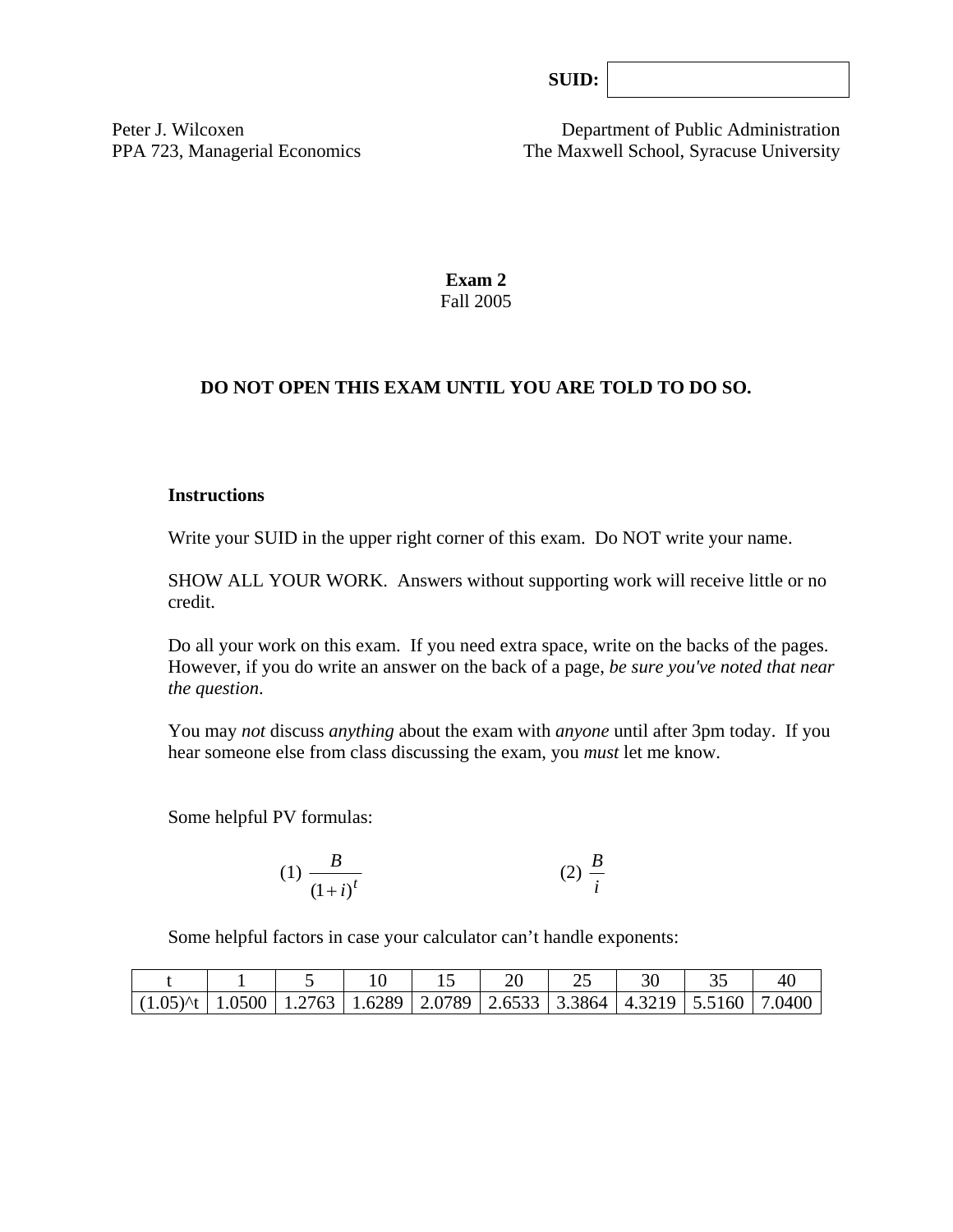**SUID:**

Peter J. Wilcoxen
PPA 723, Managerial Economics

Department of Public Administration
The Maxwell School, Syracuse University

**Exam 2**
Fall 2005

**DO NOT OPEN THIS EXAM UNTIL YOU ARE TOLD TO DO SO.**

**Instructions**

Write your SUID in the upper right corner of this exam. Do NOT write your name.

SHOW ALL YOUR WORK. Answers without supporting work will receive little or no credit.

Do all your work on this exam. If you need extra space, write on the backs of the pages. However, if you do write an answer on the back of a page, *be sure you've noted that near the question*.

You may *not* discuss *anything* about the exam with *anyone* until after 3pm today. If you hear someone else from class discussing the exam, you *must* let me know.

Some helpful PV formulas:

(1) $\dfrac{B}{(1+i)^t}$ (2) $\dfrac{B}{i}$

Some helpful factors in case your calculator can't handle exponents:

| t | 1 | 5 | 10 | 15 | 20 | 25 | 30 | 35 | 40 |
|---|---|---|---|---|---|---|---|---|---|
| (1.05)^t | 1.0500 | 1.2763 | 1.6289 | 2.0789 | 2.6533 | 3.3864 | 4.3219 | 5.5160 | 7.0400 |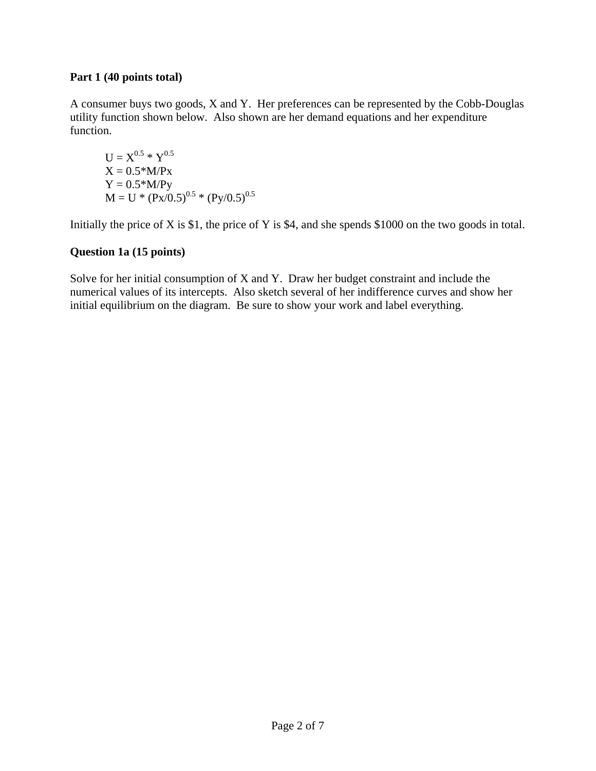**Part 1 (40 points total)**

A consumer buys two goods, X and Y. Her preferences can be represented by the Cobb-Douglas utility function shown below. Also shown are her demand equations and her expenditure function.

$$U = X^{0.5} * Y^{0.5}$$
$$X = 0.5*M/Px$$
$$Y = 0.5*M/Py$$
$$M = U * (Px/0.5)^{0.5} * (Py/0.5)^{0.5}$$

Initially the price of X is \$1, the price of Y is \$4, and she spends \$1000 on the two goods in total.

**Question 1a (15 points)**

Solve for her initial consumption of X and Y. Draw her budget constraint and include the numerical values of its intercepts. Also sketch several of her indifference curves and show her initial equilibrium on the diagram. Be sure to show your work and label everything.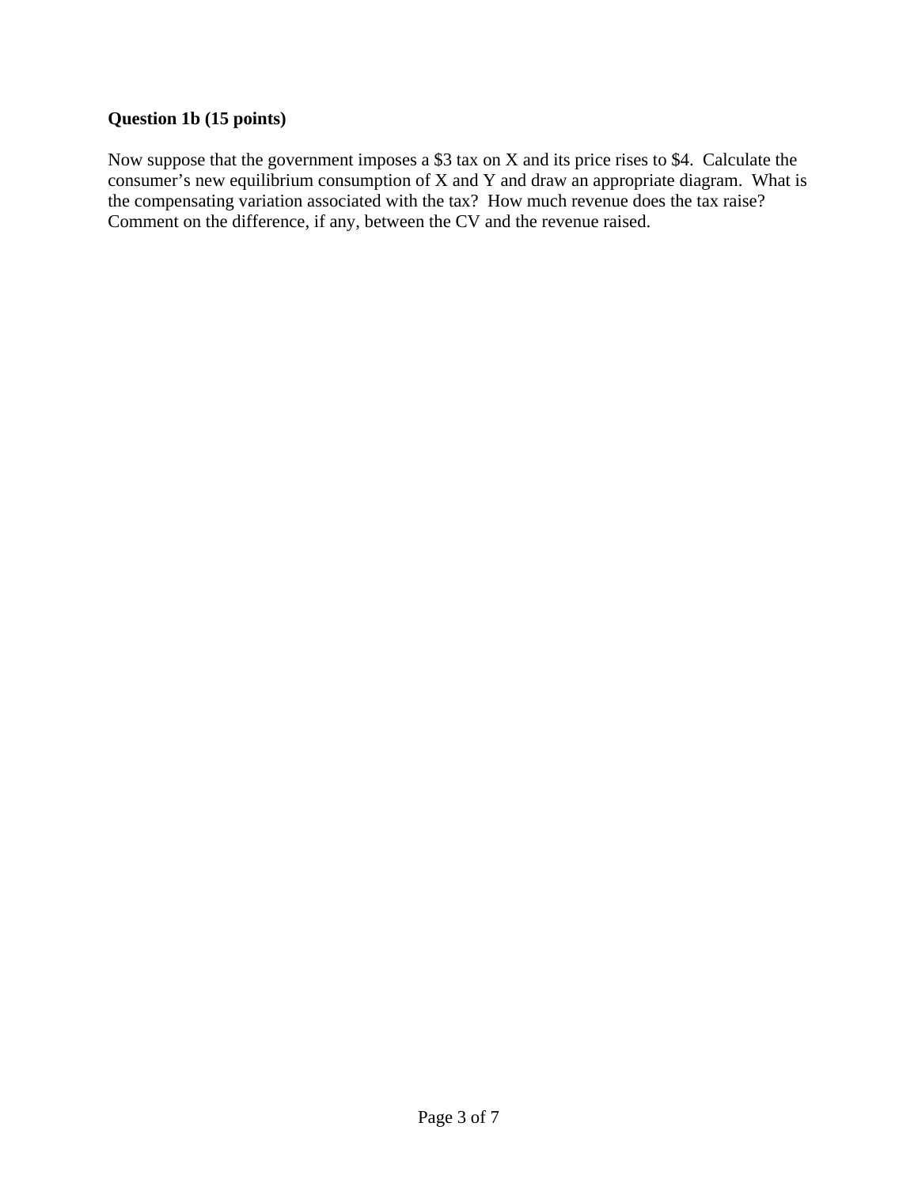**Question 1b (15 points)**

Now suppose that the government imposes a $3 tax on X and its price rises to $4. Calculate the consumer's new equilibrium consumption of X and Y and draw an appropriate diagram. What is the compensating variation associated with the tax? How much revenue does the tax raise? Comment on the difference, if any, between the CV and the revenue raised.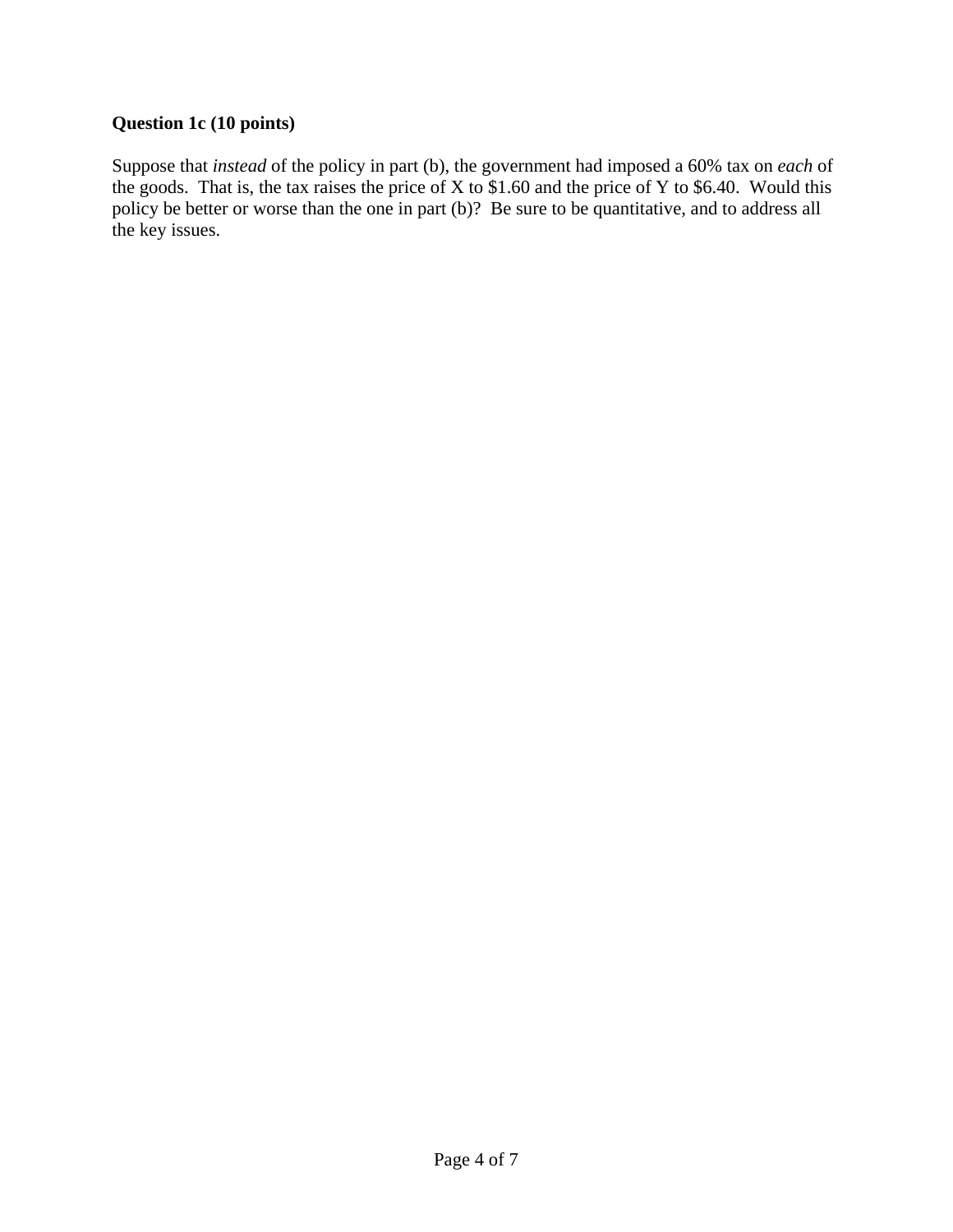**Question 1c (10 points)**

Suppose that *instead* of the policy in part (b), the government had imposed a 60% tax on *each* of the goods. That is, the tax raises the price of X to $1.60 and the price of Y to $6.40. Would this policy be better or worse than the one in part (b)? Be sure to be quantitative, and to address all the key issues.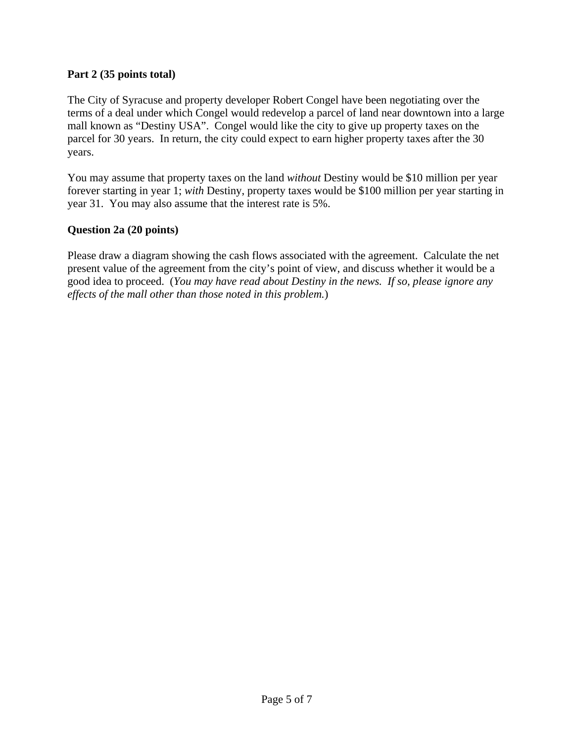**Part 2 (35 points total)**

The City of Syracuse and property developer Robert Congel have been negotiating over the terms of a deal under which Congel would redevelop a parcel of land near downtown into a large mall known as "Destiny USA". Congel would like the city to give up property taxes on the parcel for 30 years. In return, the city could expect to earn higher property taxes after the 30 years.

You may assume that property taxes on the land *without* Destiny would be $10 million per year forever starting in year 1; *with* Destiny, property taxes would be $100 million per year starting in year 31. You may also assume that the interest rate is 5%.

**Question 2a (20 points)**

Please draw a diagram showing the cash flows associated with the agreement. Calculate the net present value of the agreement from the city's point of view, and discuss whether it would be a good idea to proceed. (*You may have read about Destiny in the news. If so, please ignore any effects of the mall other than those noted in this problem.*)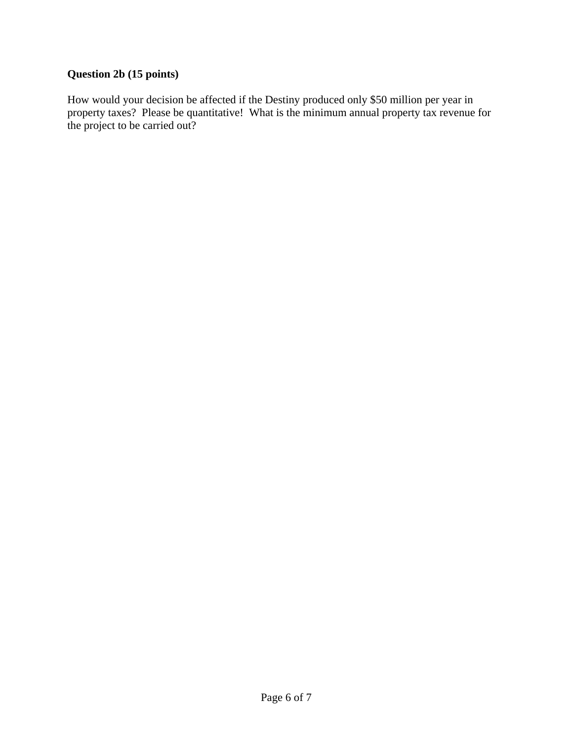**Question 2b (15 points)**

How would your decision be affected if the Destiny produced only $50 million per year in property taxes? Please be quantitative! What is the minimum annual property tax revenue for the project to be carried out?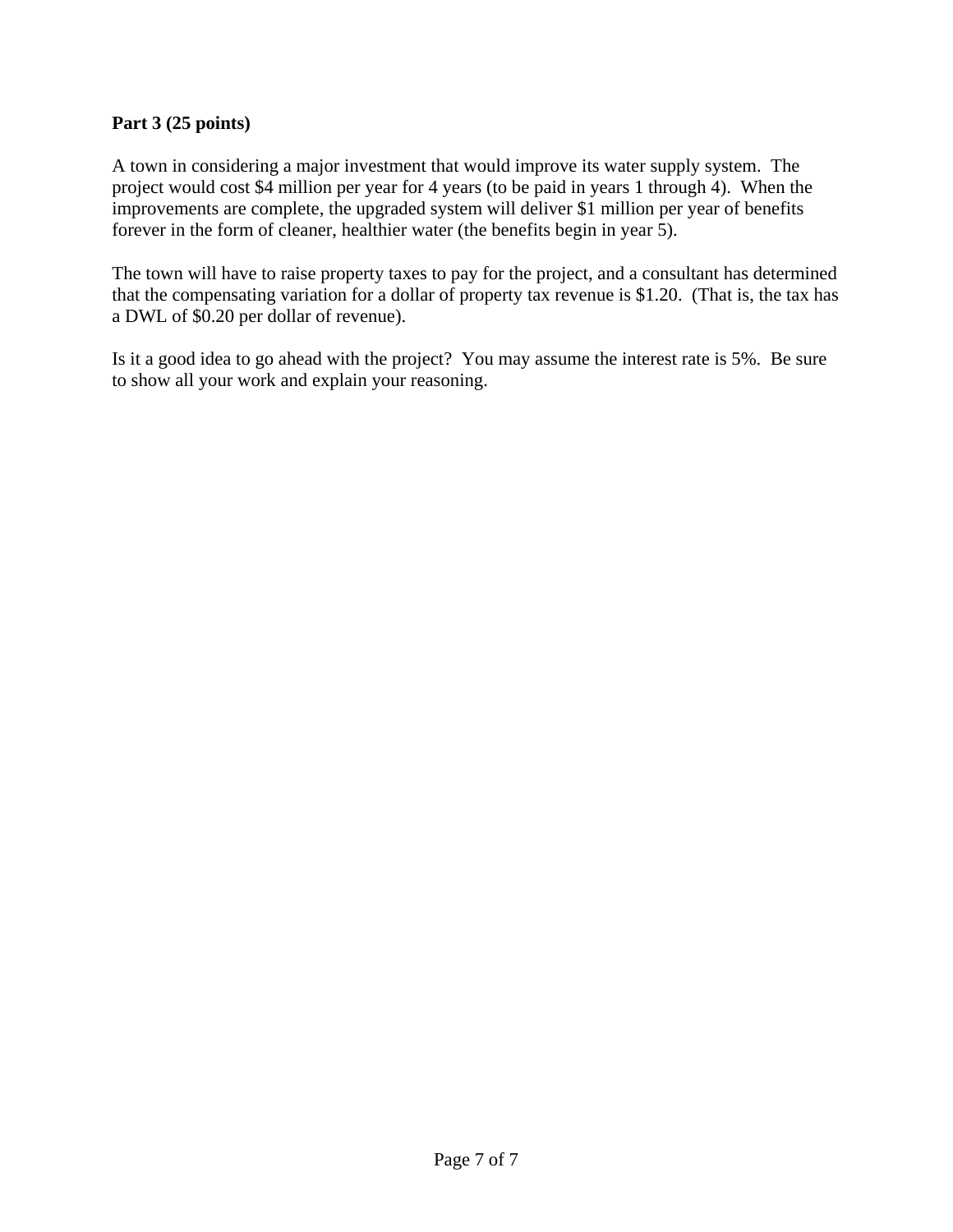**Part 3 (25 points)**

A town in considering a major investment that would improve its water supply system. The project would cost $4 million per year for 4 years (to be paid in years 1 through 4). When the improvements are complete, the upgraded system will deliver $1 million per year of benefits forever in the form of cleaner, healthier water (the benefits begin in year 5).

The town will have to raise property taxes to pay for the project, and a consultant has determined that the compensating variation for a dollar of property tax revenue is $1.20. (That is, the tax has a DWL of $0.20 per dollar of revenue).

Is it a good idea to go ahead with the project? You may assume the interest rate is 5%. Be sure to show all your work and explain your reasoning.